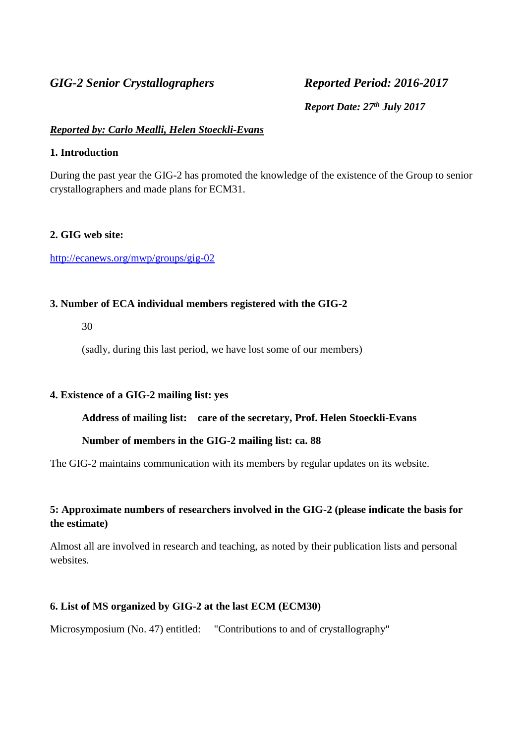*GIG-2 Senior Crystallographers*

***Reported Period: 2016-2017***

***Report Date: 27th July 2017***

***Reported by: Carlo Mealli, Helen Stoeckli-Evans***

**1. Introduction**

During the past year the GIG-2 has promoted the knowledge of the existence of the Group to senior crystallographers and made plans for ECM31.

**2. GIG web site:**

http://ecanews.org/mwp/groups/gig-02

**3. Number of ECA individual members registered with the GIG-2**

30

(sadly, during this last period, we have lost some of our members)

**4. Existence of a GIG-2 mailing list: yes**

**Address of mailing list: care of the secretary, Prof. Helen Stoeckli-Evans**

**Number of members in the GIG-2 mailing list: ca. 88**

The GIG-2 maintains communication with its members by regular updates on its website.

**5: Approximate numbers of researchers involved in the GIG-2 (please indicate the basis for the estimate)**

Almost all are involved in research and teaching, as noted by their publication lists and personal websites.

**6. List of MS organized by GIG-2 at the last ECM (ECM30)**

Microsymposium (No. 47) entitled: "Contributions to and of crystallography"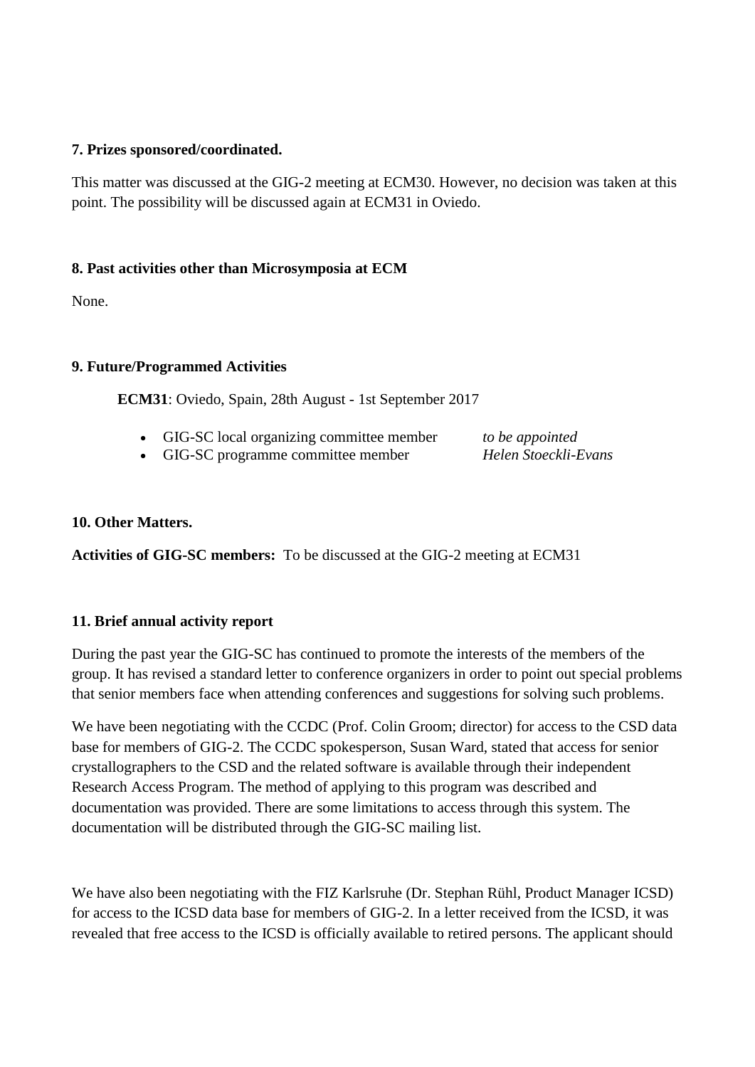**7. Prizes sponsored/coordinated.**

This matter was discussed at the GIG-2 meeting at ECM30. However, no decision was taken at this point. The possibility will be discussed again at ECM31 in Oviedo.

**8. Past activities other than Microsymposia at ECM**

None.

**9. Future/Programmed Activities**

**ECM31**: Oviedo, Spain, 28th August - 1st September 2017

- GIG-SC local organizing committee member *to be appointed*
- GIG-SC programme committee member *Helen Stoeckli-Evans*

**10. Other Matters.**

**Activities of GIG-SC members:** To be discussed at the GIG-2 meeting at ECM31

**11. Brief annual activity report**

During the past year the GIG-SC has continued to promote the interests of the members of the group. It has revised a standard letter to conference organizers in order to point out special problems that senior members face when attending conferences and suggestions for solving such problems.

We have been negotiating with the CCDC (Prof. Colin Groom; director) for access to the CSD data base for members of GIG-2. The CCDC spokesperson, Susan Ward, stated that access for senior crystallographers to the CSD and the related software is available through their independent Research Access Program. The method of applying to this program was described and documentation was provided. There are some limitations to access through this system. The documentation will be distributed through the GIG-SC mailing list.

We have also been negotiating with the FIZ Karlsruhe (Dr. Stephan Rühl, Product Manager ICSD) for access to the ICSD data base for members of GIG-2. In a letter received from the ICSD, it was revealed that free access to the ICSD is officially available to retired persons. The applicant should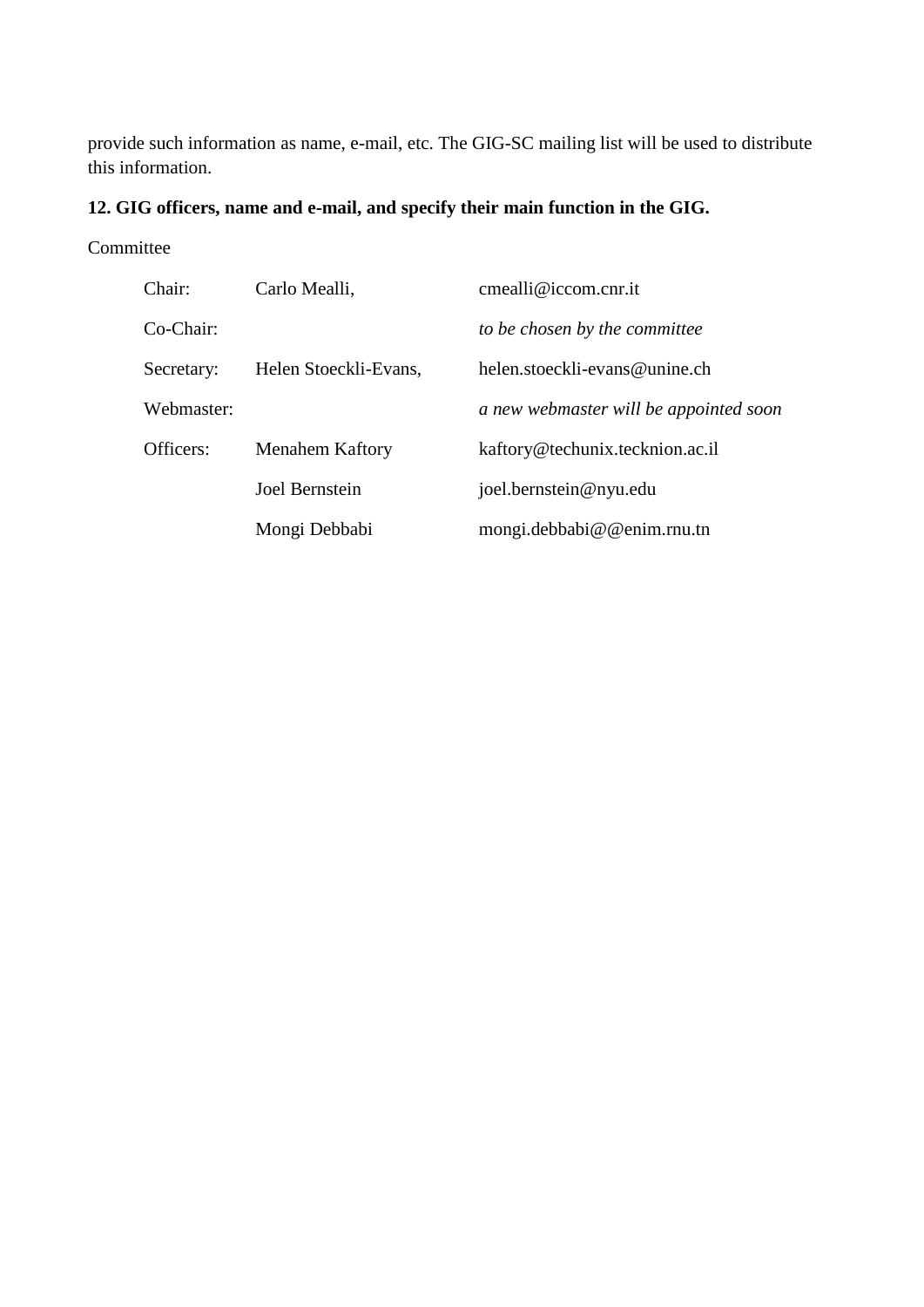provide such information as name, e-mail, etc. The GIG-SC mailing list will be used to distribute this information.

**12. GIG officers, name and e-mail, and specify their main function in the GIG.**

Committee

| | | |
|---|---|---|
| Chair: | Carlo Mealli, | cmealli@iccom.cnr.it |
| Co-Chair: | | *to be chosen by the committee* |
| Secretary: | Helen Stoeckli-Evans, | helen.stoeckli-evans@unine.ch |
| Webmaster: | | *a new webmaster will be appointed soon* |
| Officers: | Menahem Kaftory | kaftory@techunix.tecknion.ac.il |
| | Joel Bernstein | joel.bernstein@nyu.edu |
| | Mongi Debbabi | mongi.debbabi@@enim.rnu.tn |